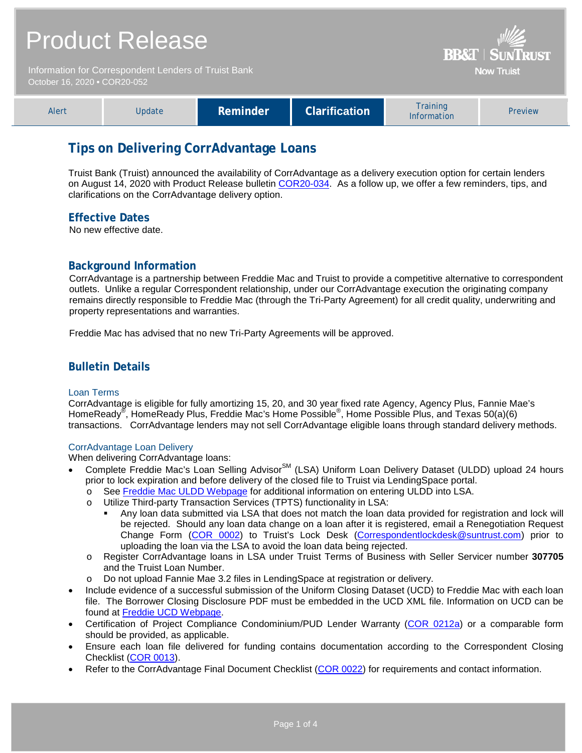# Product Release

Information for Correspondent Lenders of Truist Bank
October 16, 2020 • COR20-052

BB&T | SUNTRUST
Now Truist

| Alert | Update | **Reminder** | **Clarification** | Training Information | Preview |
|---|---|---|---|---|---|

## Tips on Delivering CorrAdvantage Loans

Truist Bank (Truist) announced the availability of CorrAdvantage as a delivery execution option for certain lenders on August 14, 2020 with Product Release bulletin COR20-034. As a follow up, we offer a few reminders, tips, and clarifications on the CorrAdvantage delivery option.

### Effective Dates

No new effective date.

### Background Information

CorrAdvantage is a partnership between Freddie Mac and Truist to provide a competitive alternative to correspondent outlets. Unlike a regular Correspondent relationship, under our CorrAdvantage execution the originating company remains directly responsible to Freddie Mac (through the Tri-Party Agreement) for all credit quality, underwriting and property representations and warranties.

Freddie Mac has advised that no new Tri-Party Agreements will be approved.

### Bulletin Details

#### Loan Terms

CorrAdvantage is eligible for fully amortizing 15, 20, and 30 year fixed rate Agency, Agency Plus, Fannie Mae's HomeReady®, HomeReady Plus, Freddie Mac's Home Possible®, Home Possible Plus, and Texas 50(a)(6) transactions. CorrAdvantage lenders may not sell CorrAdvantage eligible loans through standard delivery methods.

#### CorrAdvantage Loan Delivery

When delivering CorrAdvantage loans:

- Complete Freddie Mac's Loan Selling Advisor℠ (LSA) Uniform Loan Delivery Dataset (ULDD) upload 24 hours prior to lock expiration and before delivery of the closed file to Truist via LendingSpace portal.
  - See Freddie Mac ULDD Webpage for additional information on entering ULDD into LSA.
  - Utilize Third-party Transaction Services (TPTS) functionality in LSA:
    - Any loan data submitted via LSA that does not match the loan data provided for registration and lock will be rejected. Should any loan data change on a loan after it is registered, email a Renegotiation Request Change Form (COR 0002) to Truist's Lock Desk (Correspondentlockdesk@suntrust.com) prior to uploading the loan via the LSA to avoid the loan data being rejected.
  - Register CorrAdvantage loans in LSA under Truist Terms of Business with Seller Servicer number **307705** and the Truist Loan Number.
  - Do not upload Fannie Mae 3.2 files in LendingSpace at registration or delivery.
- Include evidence of a successful submission of the Uniform Closing Dataset (UCD) to Freddie Mac with each loan file. The Borrower Closing Disclosure PDF must be embedded in the UCD XML file. Information on UCD can be found at Freddie UCD Webpage.
- Certification of Project Compliance Condominium/PUD Lender Warranty (COR 0212a) or a comparable form should be provided, as applicable.
- Ensure each loan file delivered for funding contains documentation according to the Correspondent Closing Checklist (COR 0013).
- Refer to the CorrAdvantage Final Document Checklist (COR 0022) for requirements and contact information.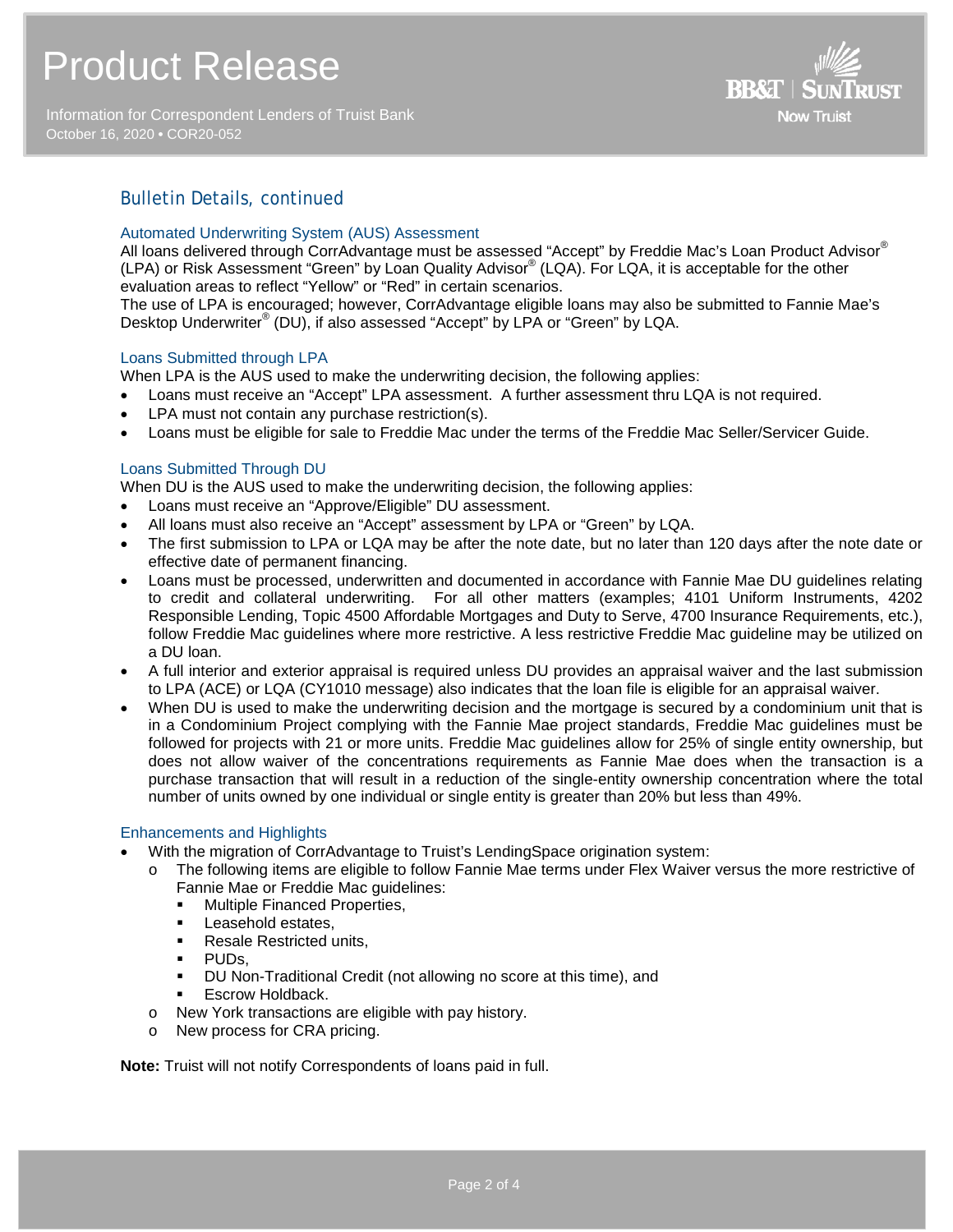## Bulletin Details, continued

### Automated Underwriting System (AUS) Assessment

All loans delivered through CorrAdvantage must be assessed "Accept" by Freddie Mac's Loan Product Advisor® (LPA) or Risk Assessment "Green" by Loan Quality Advisor® (LQA). For LQA, it is acceptable for the other evaluation areas to reflect "Yellow" or "Red" in certain scenarios.

The use of LPA is encouraged; however, CorrAdvantage eligible loans may also be submitted to Fannie Mae's Desktop Underwriter® (DU), if also assessed "Accept" by LPA or "Green" by LQA.

### Loans Submitted through LPA

When LPA is the AUS used to make the underwriting decision, the following applies:

- Loans must receive an "Accept" LPA assessment. A further assessment thru LQA is not required.
- LPA must not contain any purchase restriction(s).
- Loans must be eligible for sale to Freddie Mac under the terms of the Freddie Mac Seller/Servicer Guide.

### Loans Submitted Through DU

When DU is the AUS used to make the underwriting decision, the following applies:

- Loans must receive an "Approve/Eligible" DU assessment.
- All loans must also receive an "Accept" assessment by LPA or "Green" by LQA.
- The first submission to LPA or LQA may be after the note date, but no later than 120 days after the note date or effective date of permanent financing.
- Loans must be processed, underwritten and documented in accordance with Fannie Mae DU guidelines relating to credit and collateral underwriting. For all other matters (examples; 4101 Uniform Instruments, 4202 Responsible Lending, Topic 4500 Affordable Mortgages and Duty to Serve, 4700 Insurance Requirements, etc.), follow Freddie Mac guidelines where more restrictive. A less restrictive Freddie Mac guideline may be utilized on a DU loan.
- A full interior and exterior appraisal is required unless DU provides an appraisal waiver and the last submission to LPA (ACE) or LQA (CY1010 message) also indicates that the loan file is eligible for an appraisal waiver.
- When DU is used to make the underwriting decision and the mortgage is secured by a condominium unit that is in a Condominium Project complying with the Fannie Mae project standards, Freddie Mac guidelines must be followed for projects with 21 or more units. Freddie Mac guidelines allow for 25% of single entity ownership, but does not allow waiver of the concentrations requirements as Fannie Mae does when the transaction is a purchase transaction that will result in a reduction of the single-entity ownership concentration where the total number of units owned by one individual or single entity is greater than 20% but less than 49%.

### Enhancements and Highlights

- With the migration of CorrAdvantage to Truist's LendingSpace origination system:
  - The following items are eligible to follow Fannie Mae terms under Flex Waiver versus the more restrictive of Fannie Mae or Freddie Mac guidelines:
    - Multiple Financed Properties,
    - Leasehold estates,
    - Resale Restricted units,
    - PUDs,
    - DU Non-Traditional Credit (not allowing no score at this time), and
    - Escrow Holdback.
  - New York transactions are eligible with pay history.
  - New process for CRA pricing.

**Note:** Truist will not notify Correspondents of loans paid in full.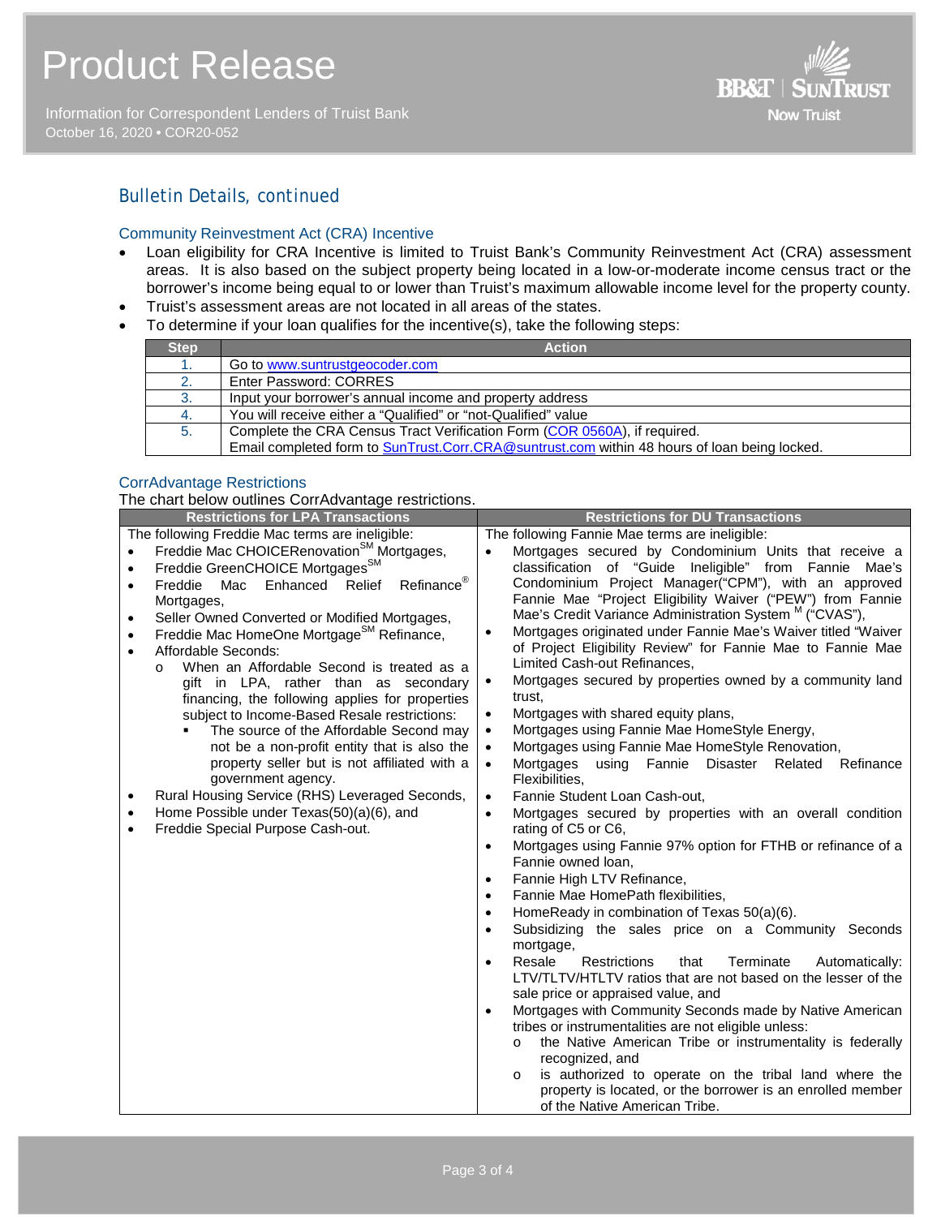## Bulletin Details, continued

### Community Reinvestment Act (CRA) Incentive

- Loan eligibility for CRA Incentive is limited to Truist Bank's Community Reinvestment Act (CRA) assessment areas. It is also based on the subject property being located in a low-or-moderate income census tract or the borrower's income being equal to or lower than Truist's maximum allowable income level for the property county.
- Truist's assessment areas are not located in all areas of the states.
- To determine if your loan qualifies for the incentive(s), take the following steps:

| Step | Action |
|---|---|
| 1. | Go to www.suntrustgeocoder.com |
| 2. | Enter Password: CORRES |
| 3. | Input your borrower's annual income and property address |
| 4. | You will receive either a "Qualified" or "not-Qualified" value |
| 5. | Complete the CRA Census Tract Verification Form (COR 0560A), if required.<br>Email completed form to SunTrust.Corr.CRA@suntrust.com within 48 hours of loan being locked. |

### CorrAdvantage Restrictions

The chart below outlines CorrAdvantage restrictions.

| Restrictions for LPA Transactions | Restrictions for DU Transactions |
|---|---|
| The following Freddie Mac terms are ineligible:<br>• Freddie Mac CHOICERenovation℠ Mortgages,<br>• Freddie GreenCHOICE Mortgages℠<br>• Freddie Mac Enhanced Relief Refinance® Mortgages,<br>• Seller Owned Converted or Modified Mortgages,<br>• Freddie Mac HomeOne Mortgage℠ Refinance,<br>• Affordable Seconds:<br>  o When an Affordable Second is treated as a gift in LPA, rather than as secondary financing, the following applies for properties subject to Income-Based Resale restrictions:<br>    ▪ The source of the Affordable Second may not be a non-profit entity that is also the property seller but is not affiliated with a government agency.<br>• Rural Housing Service (RHS) Leveraged Seconds,<br>• Home Possible under Texas(50)(a)(6), and<br>• Freddie Special Purpose Cash-out. | The following Fannie Mae terms are ineligible:<br>• Mortgages secured by Condominium Units that receive a classification of "Guide Ineligible" from Fannie Mae's Condominium Project Manager("CPM"), with an approved Fannie Mae "Project Eligibility Waiver ("PEW") from Fannie Mae's Credit Variance Administration System ᴹ ("CVAS"),<br>• Mortgages originated under Fannie Mae's Waiver titled "Waiver of Project Eligibility Review" for Fannie Mae to Fannie Mae Limited Cash-out Refinances,<br>• Mortgages secured by properties owned by a community land trust,<br>• Mortgages with shared equity plans,<br>• Mortgages using Fannie Mae HomeStyle Energy,<br>• Mortgages using Fannie Mae HomeStyle Renovation,<br>• Mortgages using Fannie Disaster Related Refinance Flexibilities,<br>• Fannie Student Loan Cash-out,<br>• Mortgages secured by properties with an overall condition rating of C5 or C6,<br>• Mortgages using Fannie 97% option for FTHB or refinance of a Fannie owned loan,<br>• Fannie High LTV Refinance,<br>• Fannie Mae HomePath flexibilities,<br>• HomeReady in combination of Texas 50(a)(6).<br>• Subsidizing the sales price on a Community Seconds mortgage,<br>• Resale Restrictions that Terminate Automatically: LTV/TLTV/HTLTV ratios that are not based on the lesser of the sale price or appraised value, and<br>• Mortgages with Community Seconds made by Native American tribes or instrumentalities are not eligible unless:<br>  o the Native American Tribe or instrumentality is federally recognized, and<br>  o is authorized to operate on the tribal land where the property is located, or the borrower is an enrolled member of the Native American Tribe. |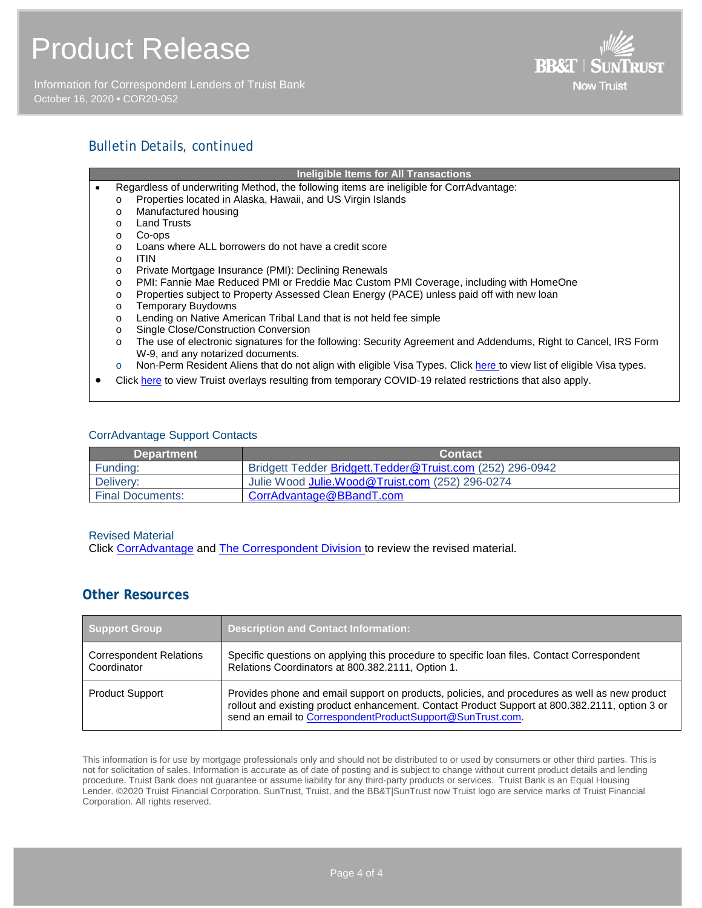## Bulletin Details, continued

| Ineligible Items for All Transactions |
|---|
| • Regardless of underwriting Method, the following items are ineligible for CorrAdvantage:<br>  o Properties located in Alaska, Hawaii, and US Virgin Islands<br>  o Manufactured housing<br>  o Land Trusts<br>  o Co-ops<br>  o Loans where ALL borrowers do not have a credit score<br>  o ITIN<br>  o Private Mortgage Insurance (PMI): Declining Renewals<br>  o PMI: Fannie Mae Reduced PMI or Freddie Mac Custom PMI Coverage, including with HomeOne<br>  o Properties subject to Property Assessed Clean Energy (PACE) unless paid off with new loan<br>  o Temporary Buydowns<br>  o Lending on Native American Tribal Land that is not held fee simple<br>  o Single Close/Construction Conversion<br>  o The use of electronic signatures for the following: Security Agreement and Addendums, Right to Cancel, IRS Form W-9, and any notarized documents.<br>  o Non-Perm Resident Aliens that do not align with eligible Visa Types. Click here to view list of eligible Visa types.<br>• Click here to view Truist overlays resulting from temporary COVID-19 related restrictions that also apply. |

### CorrAdvantage Support Contacts

| Department | Contact |
|---|---|
| Funding: | Bridgett Tedder Bridgett.Tedder@Truist.com (252) 296-0942 |
| Delivery: | Julie Wood Julie.Wood@Truist.com (252) 296-0274 |
| Final Documents: | CorrAdvantage@BBandT.com |

### Revised Material

Click CorrAdvantage and The Correspondent Division to review the revised material.

## Other Resources

| Support Group | Description and Contact Information: |
|---|---|
| Correspondent Relations Coordinator | Specific questions on applying this procedure to specific loan files. Contact Correspondent Relations Coordinators at 800.382.2111, Option 1. |
| Product Support | Provides phone and email support on products, policies, and procedures as well as new product rollout and existing product enhancement. Contact Product Support at 800.382.2111, option 3 or send an email to CorrespondentProductSupport@SunTrust.com. |

This information is for use by mortgage professionals only and should not be distributed to or used by consumers or other third parties. This is not for solicitation of sales. Information is accurate as of date of posting and is subject to change without current product details and lending procedure. Truist Bank does not guarantee or assume liability for any third-party products or services. Truist Bank is an Equal Housing Lender. ©2020 Truist Financial Corporation. SunTrust, Truist, and the BB&T|SunTrust now Truist logo are service marks of Truist Financial Corporation. All rights reserved.